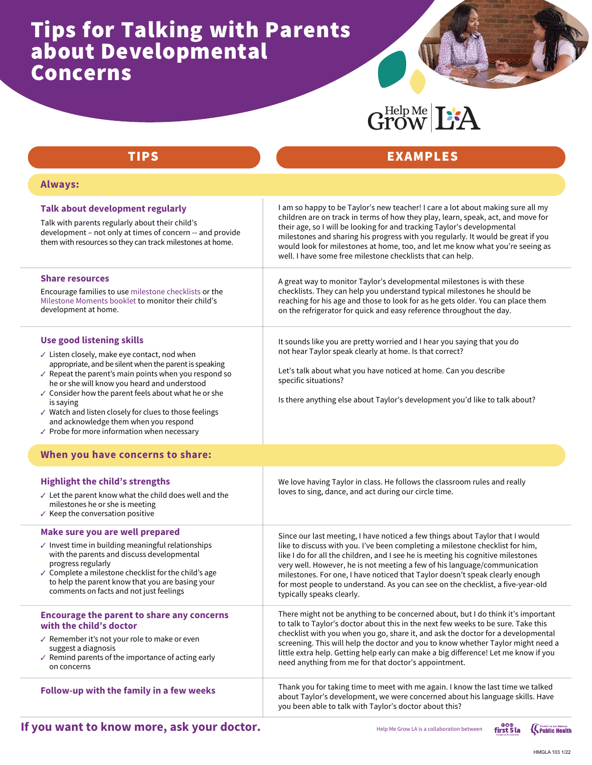# Tips for Talking with Parents about Developmental Concerns

Help Me Grow LA

| TIPS | EXAMPLES |
|---|---|
| **Always:** | |
| **Talk about development regularly**<br>Talk with parents regularly about their child's development – not only at times of concern -- and provide them with resources so they can track milestones at home. | I am so happy to be Taylor's new teacher! I care a lot about making sure all my children are on track in terms of how they play, learn, speak, act, and move for their age, so I will be looking for and tracking Taylor's developmental milestones and sharing his progress with you regularly. It would be great if you would look for milestones at home, too, and let me know what you're seeing as well. I have some free milestone checklists that can help. |
| **Share resources**<br>Encourage families to use milestone checklists or the Milestone Moments booklet to monitor their child's development at home. | A great way to monitor Taylor's developmental milestones is with these checklists. They can help you understand typical milestones he should be reaching for his age and those to look for as he gets older. You can place them on the refrigerator for quick and easy reference throughout the day. |
| **Use good listening skills**<br>✓ Listen closely, make eye contact, nod when appropriate, and be silent when the parent is speaking<br>✓ Repeat the parent's main points when you respond so he or she will know you heard and understood<br>✓ Consider how the parent feels about what he or she is saying<br>✓ Watch and listen closely for clues to those feelings and acknowledge them when you respond<br>✓ Probe for more information when necessary | It sounds like you are pretty worried and I hear you saying that you do not hear Taylor speak clearly at home. Is that correct?<br><br>Let's talk about what you have noticed at home. Can you describe specific situations?<br><br>Is there anything else about Taylor's development you'd like to talk about? |
| **When you have concerns to share:** | |
| **Highlight the child's strengths**<br>✓ Let the parent know what the child does well and the milestones he or she is meeting<br>✓ Keep the conversation positive | We love having Taylor in class. He follows the classroom rules and really loves to sing, dance, and act during our circle time. |
| **Make sure you are well prepared**<br>✓ Invest time in building meaningful relationships with the parents and discuss developmental progress regularly<br>✓ Complete a milestone checklist for the child's age to help the parent know that you are basing your comments on facts and not just feelings | Since our last meeting, I have noticed a few things about Taylor that I would like to discuss with you. I've been completing a milestone checklist for him, like I do for all the children, and I see he is meeting his cognitive milestones very well. However, he is not meeting a few of his language/communication milestones. For one, I have noticed that Taylor doesn't speak clearly enough for most people to understand. As you can see on the checklist, a five-year-old typically speaks clearly. |
| **Encourage the parent to share any concerns with the child's doctor**<br>✓ Remember it's not your role to make or even suggest a diagnosis<br>✓ Remind parents of the importance of acting early on concerns | There might not be anything to be concerned about, but I do think it's important to talk to Taylor's doctor about this in the next few weeks to be sure. Take this checklist with you when you go, share it, and ask the doctor for a developmental screening. This will help the doctor and you to know whether Taylor might need a little extra help. Getting help early can make a big difference! Let me know if you need anything from me for that doctor's appointment. |
| **Follow-up with the family in a few weeks** | Thank you for taking time to meet with me again. I know the last time we talked about Taylor's development, we were concerned about his language skills. Have you been able to talk with Taylor's doctor about this? |

**If you want to know more, ask your doctor.**

Help Me Grow LA is a collaboration between first 5 la and County of Los Angeles Public Health

HMGLA 103 1/22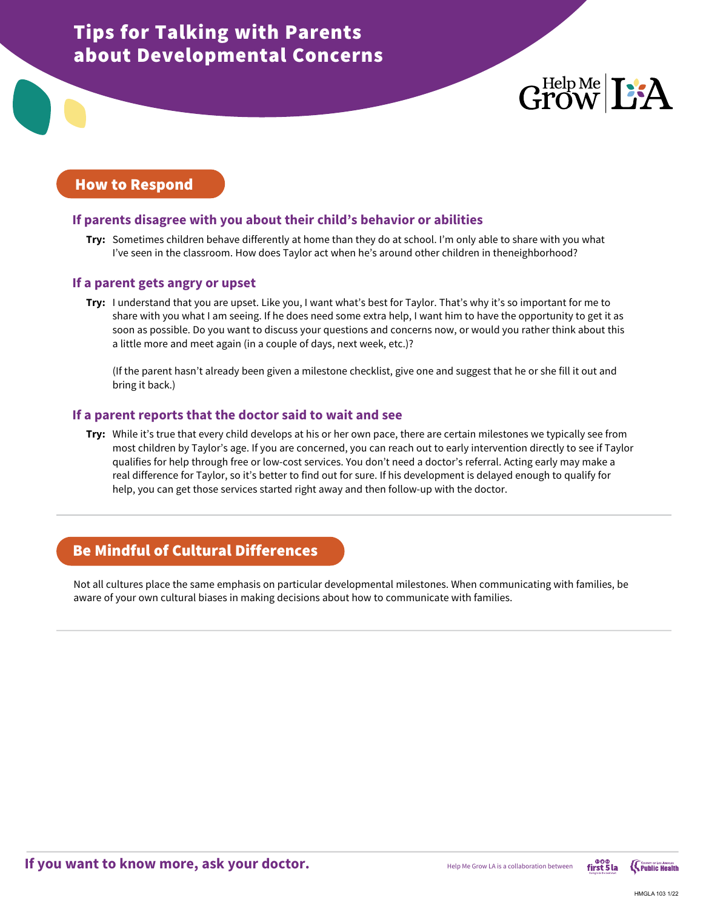# Tips for Talking with Parents about Developmental Concerns

## How to Respond

### If parents disagree with you about their child's behavior or abilities

**Try:** Sometimes children behave differently at home than they do at school. I'm only able to share with you what I've seen in the classroom. How does Taylor act when he's around other children in theneighborhood?

### If a parent gets angry or upset

**Try:** I understand that you are upset. Like you, I want what's best for Taylor. That's why it's so important for me to share with you what I am seeing. If he does need some extra help, I want him to have the opportunity to get it as soon as possible. Do you want to discuss your questions and concerns now, or would you rather think about this a little more and meet again (in a couple of days, next week, etc.)?

(If the parent hasn't already been given a milestone checklist, give one and suggest that he or she fill it out and bring it back.)

### If a parent reports that the doctor said to wait and see

**Try:** While it's true that every child develops at his or her own pace, there are certain milestones we typically see from most children by Taylor's age. If you are concerned, you can reach out to early intervention directly to see if Taylor qualifies for help through free or low-cost services. You don't need a doctor's referral. Acting early may make a real difference for Taylor, so it's better to find out for sure. If his development is delayed enough to qualify for help, you can get those services started right away and then follow-up with the doctor.

## Be Mindful of Cultural Differences

Not all cultures place the same emphasis on particular developmental milestones. When communicating with families, be aware of your own cultural biases in making decisions about how to communicate with families.

**If you want to know more, ask your doctor.**

Help Me Grow LA is a collaboration between first 5 la and County of Los Angeles Public Health

HMGLA 103 1/22